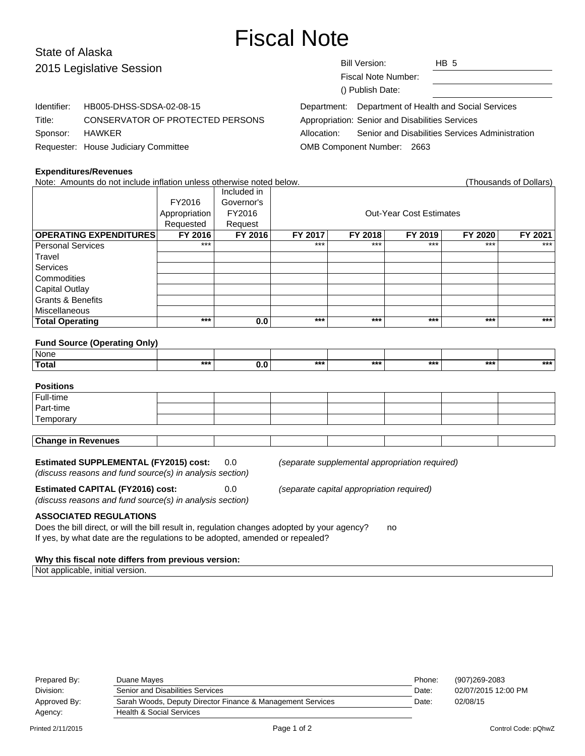# Fiscal Note

State of Alaska
2015 Legislative Session

| | |
|---|---|
| Bill Version: | HB 5 |
| Fiscal Note Number: | |
| () Publish Date: | |

| | |
|---|---|
| Identifier: | HB005-DHSS-SDSA-02-08-15 |
| Title: | CONSERVATOR OF PROTECTED PERSONS |
| Sponsor: | HAWKER |
| Requester: | House Judiciary Committee |

| | |
|---|---|
| Department: | Department of Health and Social Services |
| Appropriation: | Senior and Disabilities Services |
| Allocation: | Senior and Disabilities Services Administration |
| OMB Component Number: | 2663 |

**Expenditures/Revenues**

Note: Amounts do not include inflation unless otherwise noted below. (Thousands of Dollars)

| | FY2016 Appropriation Requested | Included in Governor's FY2016 Request | Out-Year Cost Estimates | | | | |
|---|---|---|---|---|---|---|---|
| **OPERATING EXPENDITURES** | **FY 2016** | **FY 2016** | **FY 2017** | **FY 2018** | **FY 2019** | **FY 2020** | **FY 2021** |
| Personal Services | *** | | *** | *** | *** | *** | *** |
| Travel | | | | | | | |
| Services | | | | | | | |
| Commodities | | | | | | | |
| Capital Outlay | | | | | | | |
| Grants & Benefits | | | | | | | |
| Miscellaneous | | | | | | | |
| **Total Operating** | *** | 0.0 | *** | *** | *** | *** | *** |

**Fund Source (Operating Only)**

| | | | | | | | |
|---|---|---|---|---|---|---|---|
| None | | | | | | | |
| **Total** | *** | 0.0 | *** | *** | *** | *** | *** |

**Positions**

| | | | | | | | |
|---|---|---|---|---|---|---|---|
| Full-time | | | | | | | |
| Part-time | | | | | | | |
| Temporary | | | | | | | |

| | | | | | | | |
|---|---|---|---|---|---|---|---|
| **Change in Revenues** | | | | | | | |

**Estimated SUPPLEMENTAL (FY2015) cost:** 0.0 *(separate supplemental appropriation required)*
*(discuss reasons and fund source(s) in analysis section)*

**Estimated CAPITAL (FY2016) cost:** 0.0 *(separate capital appropriation required)*
*(discuss reasons and fund source(s) in analysis section)*

**ASSOCIATED REGULATIONS**

Does the bill direct, or will the bill result in, regulation changes adopted by your agency? no
If yes, by what date are the regulations to be adopted, amended or repealed?

**Why this fiscal note differs from previous version:**

Not applicable, initial version.

| | | | |
|---|---|---|---|
| Prepared By: | Duane Mayes | Phone: | (907)269-2083 |
| Division: | Senior and Disabilities Services | Date: | 02/07/2015 12:00 PM |
| Approved By: | Sarah Woods, Deputy Director Finance & Management Services | Date: | 02/08/15 |
| Agency: | Health & Social Services | | |

Printed 2/11/2015 Control Code: pQhwZ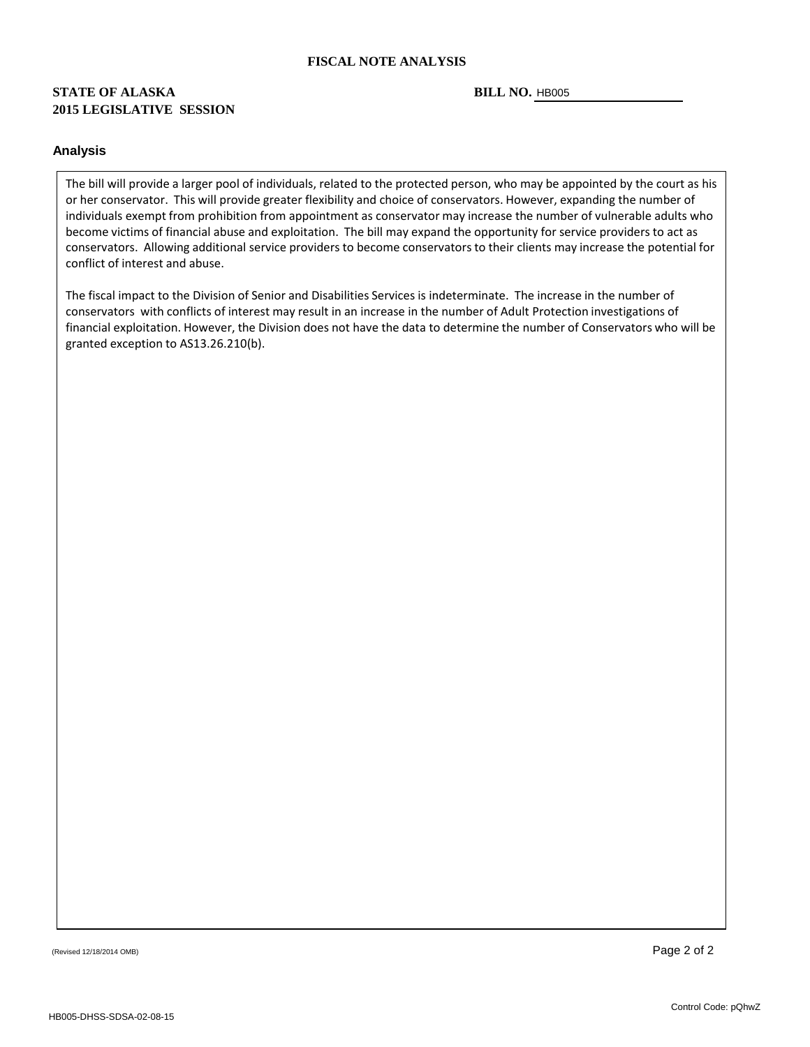**FISCAL NOTE ANALYSIS**

**STATE OF ALASKA**
**2015 LEGISLATIVE SESSION**

**BILL NO.** HB005

## Analysis

The bill will provide a larger pool of individuals, related to the protected person, who may be appointed by the court as his or her conservator. This will provide greater flexibility and choice of conservators. However, expanding the number of individuals exempt from prohibition from appointment as conservator may increase the number of vulnerable adults who become victims of financial abuse and exploitation. The bill may expand the opportunity for service providers to act as conservators. Allowing additional service providers to become conservators to their clients may increase the potential for conflict of interest and abuse.

The fiscal impact to the Division of Senior and Disabilities Services is indeterminate. The increase in the number of conservators with conflicts of interest may result in an increase in the number of Adult Protection investigations of financial exploitation. However, the Division does not have the data to determine the number of Conservators who will be granted exception to AS13.26.210(b).

(Revised 12/18/2014 OMB)

Control Code: pQhwZ

HB005-DHSS-SDSA-02-08-15